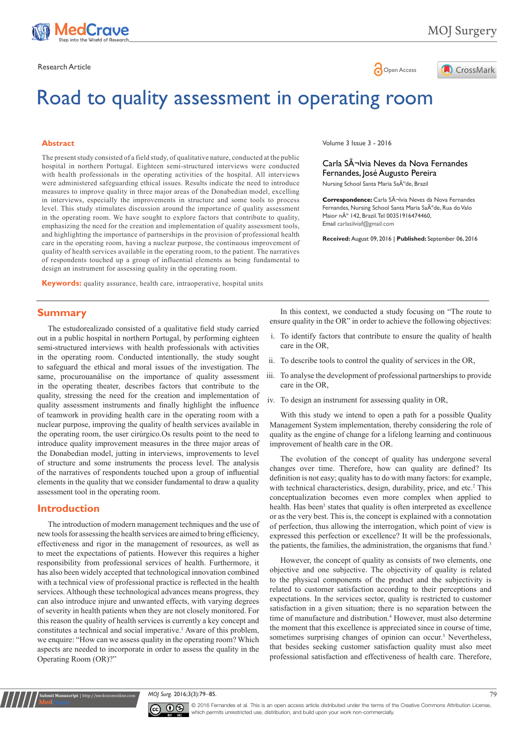Research Article

# Road to quality assessment in operating room

## Abstract

The present study consisted of a field study, of qualitative nature, conducted at the public hospital in northern Portugal. Eighteen semi-structured interviews were conducted with health professionals in the operating activities of the hospital. All interviews were administered safeguarding ethical issues. Results indicate the need to introduce measures to improve quality in three major areas of the Donabedian model, excelling in interviews, especially the improvements in structure and some tools to process level. This study stimulates discussion around the importance of quality assessment in the operating room. We have sought to explore factors that contribute to quality, emphasizing the need for the creation and implementation of quality assessment tools, and highlighting the importance of partnerships in the provision of professional health care in the operating room, having a nuclear purpose, the continuous improvement of quality of health services available in the operating room, to the patient. The narratives of respondents touched up a group of influential elements as being fundamental to design an instrument for assessing quality in the operating room.

**Keywords:** quality assurance, health care, intraoperative, hospital units

Volume 3 Issue 3 - 2016

Carla SÃ¬lvia Neves da Nova Fernandes Fernandes, José Augusto Pereira

Nursing School Santa Maria SaÃºde, Brazil

**Correspondence:** Carla SÃ¬lvia Neves da Nova Fernandes Fernandes, Nursing School Santa Maria SaÃºde, Rua do Valo Maior nÂº 142, Brazil, Tel 00351916474460, Email carlasilviaf@gmail.com

**Received:** August 09, 2016 | **Published:** September 06, 2016

## Summary

The estudorealizado consisted of a qualitative field study carried out in a public hospital in northern Portugal, by performing eighteen semi-structured interviews with health professionals with activities in the operating room. Conducted intentionally, the study sought to safeguard the ethical and moral issues of the investigation. The same, procurouanálise on the importance of quality assessment in the operating theater, describes factors that contribute to the quality, stressing the need for the creation and implementation of quality assessment instruments and finally highlight the influence of teamwork in providing health care in the operating room with a nuclear purpose, improving the quality of health services available in the operating room, the user cirúrgico.Os results point to the need to introduce quality improvement measures in the three major areas of the Donabedian model, jutting in interviews, improvements to level of structure and some instruments the process level. The analysis of the narratives of respondents touched upon a group of influential elements in the quality that we consider fundamental to draw a quality assessment tool in the operating room.

## Introduction

The introduction of modern management techniques and the use of new tools for assessing the health services are aimed to bring efficiency, effectiveness and rigor in the management of resources, as well as to meet the expectations of patients. However this requires a higher responsibility from professional services of health. Furthermore, it has also been widely accepted that technological innovation combined with a technical view of professional practice is reflected in the health services. Although these technological advances means progress, they can also introduce injure and unwanted effects, with varying degrees of severity in health patients when they are not closely monitored. For this reason the quality of health services is currently a key concept and constitutes a technical and social imperative.[1] Aware of this problem, we enquire: "How can we assess quality in the operating room? Which aspects are needed to incorporate in order to assess the quality in the Operating Room (OR)?"

In this context, we conducted a study focusing on "The route to ensure quality in the OR" in order to achieve the following objectives:

i. To identify factors that contribute to ensure the quality of health care in the OR,

ii. To describe tools to control the quality of services in the OR,

iii. To analyse the development of professional partnerships to provide care in the OR,

iv. To design an instrument for assessing quality in OR,

With this study we intend to open a path for a possible Quality Management System implementation, thereby considering the role of quality as the engine of change for a lifelong learning and continuous improvement of health care in the OR.

The evolution of the concept of quality has undergone several changes over time. Therefore, how can quality are defined? Its definition is not easy; quality has to do with many factors: for example, with technical characteristics, design, durability, price, and etc.[2] This conceptualization becomes even more complex when applied to health. Has been[3] states that quality is often interpreted as excellence or as the very best. This is, the concept is explained with a connotation of perfection, thus allowing the interrogation, which point of view is expressed this perfection or excellence? It will be the professionals, the patients, the families, the administration, the organisms that fund.[3]

However, the concept of quality as consists of two elements, one objective and one subjective. The objectivity of quality is related to the physical components of the product and the subjectivity is related to customer satisfaction according to their perceptions and expectations. In the services sector, quality is restricted to customer satisfaction in a given situation; there is no separation between the time of manufacture and distribution.[4] However, must also determine the moment that this excellence is appreciated since in course of time, sometimes surprising changes of opinion can occur.[3] Nevertheless, that besides seeking customer satisfaction quality must also meet professional satisfaction and effectiveness of health care. Therefore,

© 2016 Fernandes et al. This is an open access article distributed under the terms of the Creative Commons Attribution License, which permits unrestricted use, distribution, and build upon your work non-commercially.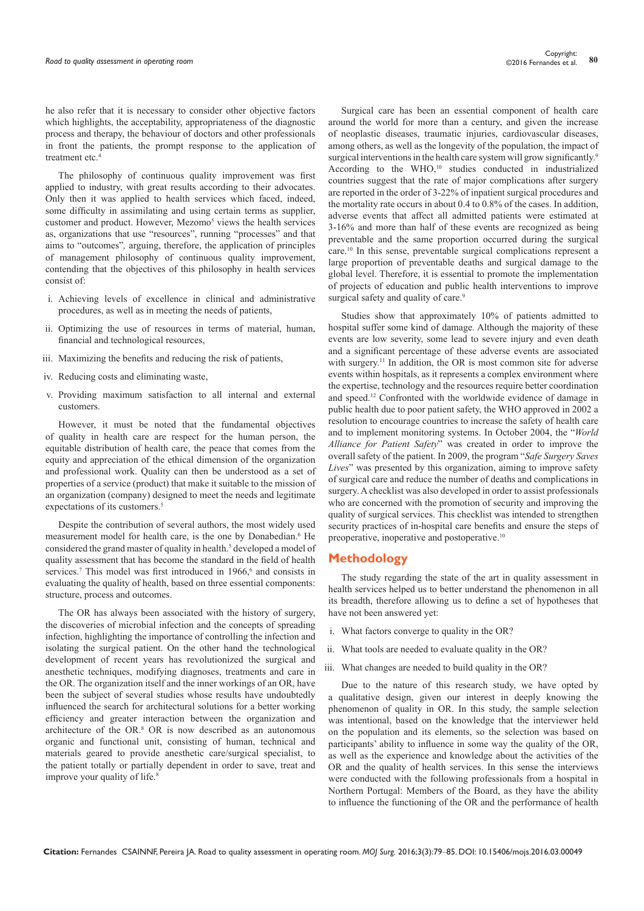he also refer that it is necessary to consider other objective factors which highlights, the acceptability, appropriateness of the diagnostic process and therapy, the behaviour of doctors and other professionals in front the patients, the prompt response to the application of treatment etc.[4]

The philosophy of continuous quality improvement was first applied to industry, with great results according to their advocates. Only then it was applied to health services which faced, indeed, some difficulty in assimilating and using certain terms as supplier, customer and product. However, Mezomo[5] views the health services as, organizations that use "resources", running "processes" and that aims to "outcomes", arguing, therefore, the application of principles of management philosophy of continuous quality improvement, contending that the objectives of this philosophy in health services consist of:

i. Achieving levels of excellence in clinical and administrative procedures, as well as in meeting the needs of patients,
ii. Optimizing the use of resources in terms of material, human, financial and technological resources,
iii. Maximizing the benefits and reducing the risk of patients,
iv. Reducing costs and eliminating waste,
v. Providing maximum satisfaction to all internal and external customers.

However, it must be noted that the fundamental objectives of quality in health care are respect for the human person, the equitable distribution of health care, the peace that comes from the equity and appreciation of the ethical dimension of the organization and professional work. Quality can then be understood as a set of properties of a service (product) that make it suitable to the mission of an organization (company) designed to meet the needs and legitimate expectations of its customers.[5]

Despite the contribution of several authors, the most widely used measurement model for health care, is the one by Donabedian.[6] He considered the grand master of quality in health.[5] developed a model of quality assessment that has become the standard in the field of health services.[7] This model was first introduced in 1966,[6] and consists in evaluating the quality of health, based on three essential components: structure, process and outcomes.

The OR has always been associated with the history of surgery, the discoveries of microbial infection and the concepts of spreading infection, highlighting the importance of controlling the infection and isolating the surgical patient. On the other hand the technological development of recent years has revolutionized the surgical and anesthetic techniques, modifying diagnoses, treatments and care in the OR. The organization itself and the inner workings of an OR, have been the subject of several studies whose results have undoubtedly influenced the search for architectural solutions for a better working efficiency and greater interaction between the organization and architecture of the OR.[8] OR is now described as an autonomous organic and functional unit, consisting of human, technical and materials geared to provide anesthetic care/surgical specialist, to the patient totally or partially dependent in order to save, treat and improve your quality of life.[8]

Surgical care has been an essential component of health care around the world for more than a century, and given the increase of neoplastic diseases, traumatic injuries, cardiovascular diseases, among others, as well as the longevity of the population, the impact of surgical interventions in the health care system will grow significantly.[9] According to the WHO,[10] studies conducted in industrialized countries suggest that the rate of major complications after surgery are reported in the order of 3-22% of inpatient surgical procedures and the mortality rate occurs in about 0.4 to 0.8% of the cases. In addition, adverse events that affect all admitted patients were estimated at 3-16% and more than half of these events are recognized as being preventable and the same proportion occurred during the surgical care.[10] In this sense, preventable surgical complications represent a large proportion of preventable deaths and surgical damage to the global level. Therefore, it is essential to promote the implementation of projects of education and public health interventions to improve surgical safety and quality of care.[9]

Studies show that approximately 10% of patients admitted to hospital suffer some kind of damage. Although the majority of these events are low severity, some lead to severe injury and even death and a significant percentage of these adverse events are associated with surgery.[11] In addition, the OR is most common site for adverse events within hospitals, as it represents a complex environment where the expertise, technology and the resources require better coordination and speed.[12] Confronted with the worldwide evidence of damage in public health due to poor patient safety, the WHO approved in 2002 a resolution to encourage countries to increase the safety of health care and to implement monitoring systems. In October 2004, the "*World Alliance for Patient Safety*" was created in order to improve the overall safety of the patient. In 2009, the program "*Safe Surgery Saves Lives*" was presented by this organization, aiming to improve safety of surgical care and reduce the number of deaths and complications in surgery. A checklist was also developed in order to assist professionals who are concerned with the promotion of security and improving the quality of surgical services. This checklist was intended to strengthen security practices of in-hospital care benefits and ensure the steps of preoperative, inoperative and postoperative.[10]

## Methodology

The study regarding the state of the art in quality assessment in health services helped us to better understand the phenomenon in all its breadth, therefore allowing us to define a set of hypotheses that have not been answered yet:

i. What factors converge to quality in the OR?
ii. What tools are needed to evaluate quality in the OR?
iii. What changes are needed to build quality in the OR?

Due to the nature of this research study, we have opted by a qualitative design, given our interest in deeply knowing the phenomenon of quality in OR. In this study, the sample selection was intentional, based on the knowledge that the interviewer held on the population and its elements, so the selection was based on participants' ability to influence in some way the quality of the OR, as well as the experience and knowledge about the activities of the OR and the quality of health services. In this sense the interviews were conducted with the following professionals from a hospital in Northern Portugal: Members of the Board, as they have the ability to influence the functioning of the OR and the performance of health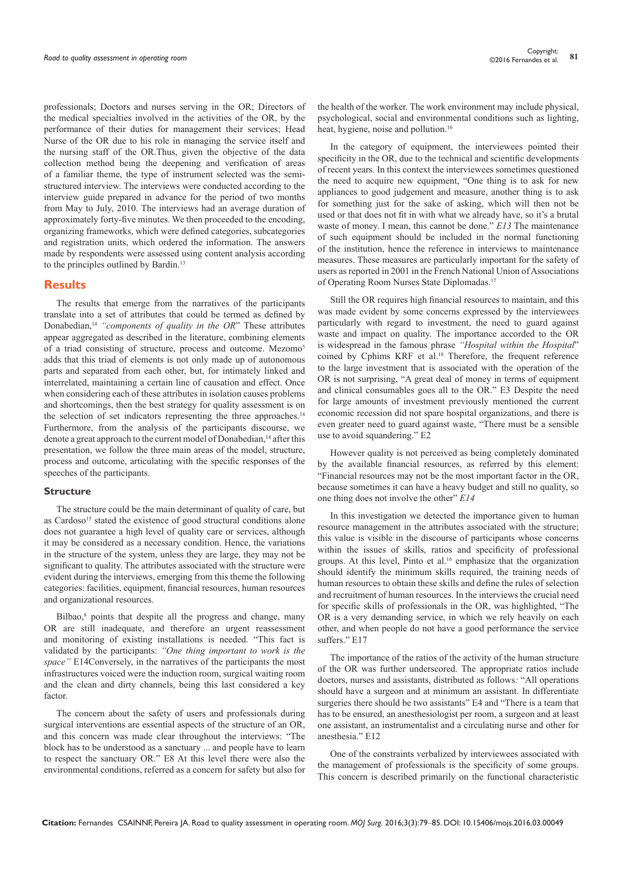professionals; Doctors and nurses serving in the OR; Directors of the medical specialties involved in the activities of the OR, by the performance of their duties for management their services; Head Nurse of the OR due to his role in managing the service itself and the nursing staff of the OR.Thus, given the objective of the data collection method being the deepening and verification of areas of a familiar theme, the type of instrument selected was the semi-structured interview. The interviews were conducted according to the interview guide prepared in advance for the period of two months from May to July, 2010. The interviews had an average duration of approximately forty-five minutes. We then proceeded to the encoding, organizing frameworks, which were defined categories, subcategories and registration units, which ordered the information. The answers made by respondents were assessed using content analysis according to the principles outlined by Bardin.[13]

## Results

The results that emerge from the narratives of the participants translate into a set of attributes that could be termed as defined by Donabedian,[14] *"components of quality in the OR*" These attributes appear aggregated as described in the literature, combining elements of a triad consisting of structure, process and outcome. Mezomo[5] adds that this triad of elements is not only made up of autonomous parts and separated from each other, but, for intimately linked and interrelated, maintaining a certain line of causation and effect. Once when considering each of these attributes in isolation causes problems and shortcomings, then the best strategy for quality assessment is on the selection of set indicators representing the three approaches.[14] Furthermore, from the analysis of the participants discourse, we denote a great approach to the current model of Donabedian,[14] after this presentation, we follow the three main areas of the model, structure, process and outcome, articulating with the specific responses of the speeches of the participants.

### Structure

The structure could be the main determinant of quality of care, but as Cardoso[15] stated the existence of good structural conditions alone does not guarantee a high level of quality care or services, although it may be considered as a necessary condition. Hence, the variations in the structure of the system, unless they are large, they may not be significant to quality. The attributes associated with the structure were evident during the interviews, emerging from this theme the following categories: facilities, equipment, financial resources, human resources and organizational resources.

Bilbao,[8] points that despite all the progress and change, many OR are still inadequate, and therefore an urgent reassessment and monitoring of existing installations is needed. "This fact is validated by the participants: *"One thing important to work is the space"* E14Conversely, in the narratives of the participants the most infrastructures voiced were the induction room, surgical waiting room and the clean and dirty channels, being this last considered a key factor.

The concern about the safety of users and professionals during surgical interventions are essential aspects of the structure of an OR, and this concern was made clear throughout the interviews: "The block has to be understood as a sanctuary ... and people have to learn to respect the sanctuary OR." E8 At this level there were also the environmental conditions, referred as a concern for safety but also for the health of the worker. The work environment may include physical, psychological, social and environmental conditions such as lighting, heat, hygiene, noise and pollution.[16]

In the category of equipment, the interviewees pointed their specificity in the OR, due to the technical and scientific developments of recent years. In this context the interviewees sometimes questioned the need to acquire new equipment, "One thing is to ask for new appliances to good judgement and measure, another thing is to ask for something just for the sake of asking, which will then not be used or that does not fit in with what we already have, so it's a brutal waste of money. I mean, this cannot be done." *E13* The maintenance of such equipment should be included in the normal functioning of the institution, hence the reference in interviews to maintenance measures. These measures are particularly important for the safety of users as reported in 2001 in the French National Union of Associations of Operating Room Nurses State Diplomadas.[17]

Still the OR requires high financial resources to maintain, and this was made evident by some concerns expressed by the interviewees particularly with regard to investment, the need to guard against waste and impact on quality. The importance accorded to the OR is widespread in the famous phrase *"Hospital within the Hospital*" coined by Cphims KRF et al.[18] Therefore, the frequent reference to the large investment that is associated with the operation of the OR is not surprising, "A great deal of money in terms of equipment and clinical consumables goes all to the OR." E3 Despite the need for large amounts of investment previously mentioned the current economic recession did not spare hospital organizations, and there is even greater need to guard against waste, "There must be a sensible use to avoid squandering." E2

However quality is not perceived as being completely dominated by the available financial resources, as referred by this element: "Financial resources may not be the most important factor in the OR, because sometimes it can have a heavy budget and still no quality, so one thing does not involve the other" *E14*

In this investigation we detected the importance given to human resource management in the attributes associated with the structure; this value is visible in the discourse of participants whose concerns within the issues of skills, ratios and specificity of professional groups. At this level, Pinto et al.[16] emphasize that the organization should identify the minimum skills required, the training needs of human resources to obtain these skills and define the rules of selection and recruitment of human resources. In the interviews the crucial need for specific skills of professionals in the OR, was highlighted, "The OR is a very demanding service, in which we rely heavily on each other, and when people do not have a good performance the service suffers." E17

The importance of the ratios of the activity of the human structure of the OR was further underscored. The appropriate ratios include doctors, nurses and assistants, distributed as follows*:* "All operations should have a surgeon and at minimum an assistant. In differentiate surgeries there should be two assistants" E4 and "There is a team that has to be ensured, an anesthesiologist per room, a surgeon and at least one assistant, an instrumentalist and a circulating nurse and other for anesthesia." E12

One of the constraints verbalized by interviewees associated with the management of professionals is the specificity of some groups. This concern is described primarily on the functional characteristic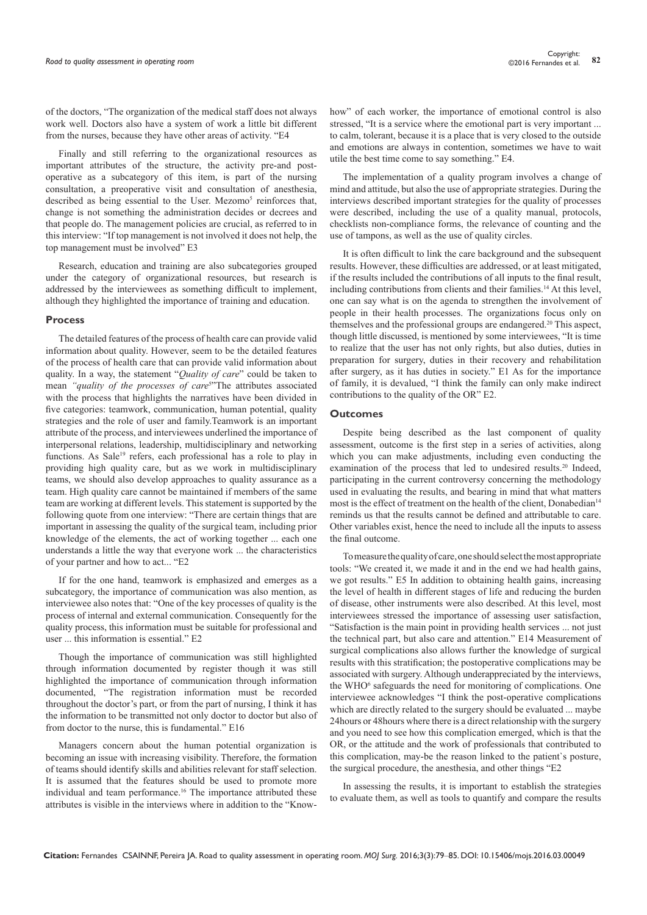of the doctors, "The organization of the medical staff does not always work well. Doctors also have a system of work a little bit different from the nurses, because they have other areas of activity. "E4

Finally and still referring to the organizational resources as important attributes of the structure, the activity pre-and post-operative as a subcategory of this item, is part of the nursing consultation, a preoperative visit and consultation of anesthesia, described as being essential to the User. Mezomo[5] reinforces that, change is not something the administration decides or decrees and that people do. The management policies are crucial, as referred to in this interview: "If top management is not involved it does not help, the top management must be involved" E3

Research, education and training are also subcategories grouped under the category of organizational resources, but research is addressed by the interviewees as something difficult to implement, although they highlighted the importance of training and education.

## Process

The detailed features of the process of health care can provide valid information about quality. However, seem to be the detailed features of the process of health care that can provide valid information about quality. In a way, the statement "*Quality of care*" could be taken to mean *"quality of the processes of care*[5]"The attributes associated with the process that highlights the narratives have been divided in five categories: teamwork, communication, human potential, quality strategies and the role of user and family.Teamwork is an important attribute of the process, and interviewees underlined the importance of interpersonal relations, leadership, multidisciplinary and networking functions. As Sale[19] refers, each professional has a role to play in providing high quality care, but as we work in multidisciplinary teams, we should also develop approaches to quality assurance as a team. High quality care cannot be maintained if members of the same team are working at different levels. This statement is supported by the following quote from one interview: "There are certain things that are important in assessing the quality of the surgical team, including prior knowledge of the elements, the act of working together ... each one understands a little the way that everyone work ... the characteristics of your partner and how to act... "E2

If for the one hand, teamwork is emphasized and emerges as a subcategory, the importance of communication was also mention, as interviewee also notes that: "One of the key processes of quality is the process of internal and external communication. Consequently for the quality process, this information must be suitable for professional and user ... this information is essential." E2

Though the importance of communication was still highlighted through information documented by register though it was still highlighted the importance of communication through information documented, "The registration information must be recorded throughout the doctor's part, or from the part of nursing, I think it has the information to be transmitted not only doctor to doctor but also of from doctor to the nurse, this is fundamental." E16

Managers concern about the human potential organization is becoming an issue with increasing visibility. Therefore, the formation of teams should identify skills and abilities relevant for staff selection. It is assumed that the features should be used to promote more individual and team performance.[16] The importance attributed these attributes is visible in the interviews where in addition to the "Know-how" of each worker, the importance of emotional control is also stressed, "It is a service where the emotional part is very important ... to calm, tolerant, because it is a place that is very closed to the outside and emotions are always in contention, sometimes we have to wait utile the best time come to say something." E4.

The implementation of a quality program involves a change of mind and attitude, but also the use of appropriate strategies. During the interviews described important strategies for the quality of processes were described, including the use of a quality manual, protocols, checklists non-compliance forms, the relevance of counting and the use of tampons, as well as the use of quality circles.

It is often difficult to link the care background and the subsequent results. However, these difficulties are addressed, or at least mitigated, if the results included the contributions of all inputs to the final result, including contributions from clients and their families.[14] At this level, one can say what is on the agenda to strengthen the involvement of people in their health processes. The organizations focus only on themselves and the professional groups are endangered.[20] This aspect, though little discussed, is mentioned by some interviewees, "It is time to realize that the user has not only rights, but also duties, duties in preparation for surgery, duties in their recovery and rehabilitation after surgery, as it has duties in society." E1 As for the importance of family, it is devalued, "I think the family can only make indirect contributions to the quality of the OR" E2.

## Outcomes

Despite being described as the last component of quality assessment, outcome is the first step in a series of activities, along which you can make adjustments, including even conducting the examination of the process that led to undesired results.[20] Indeed, participating in the current controversy concerning the methodology used in evaluating the results, and bearing in mind that what matters most is the effect of treatment on the health of the client, Donabedian[14] reminds us that the results cannot be defined and attributable to care. Other variables exist, hence the need to include all the inputs to assess the final outcome.

To measure the quality of care, one should select the most appropriate tools: "We created it, we made it and in the end we had health gains, we got results." E5 In addition to obtaining health gains, increasing the level of health in different stages of life and reducing the burden of disease, other instruments were also described. At this level, most interviewees stressed the importance of assessing user satisfaction, "Satisfaction is the main point in providing health services ... not just the technical part, but also care and attention." E14 Measurement of surgical complications also allows further the knowledge of surgical results with this stratification; the postoperative complications may be associated with surgery. Although underappreciated by the interviews, the WHO[6] safeguards the need for monitoring of complications. One interviewee acknowledges "I think the post-operative complications which are directly related to the surgery should be evaluated ... maybe 24hours or 48hours where there is a direct relationship with the surgery and you need to see how this complication emerged, which is that the OR, or the attitude and the work of professionals that contributed to this complication, may-be the reason linked to the patient`s posture, the surgical procedure, the anesthesia, and other things "E2

In assessing the results, it is important to establish the strategies to evaluate them, as well as tools to quantify and compare the results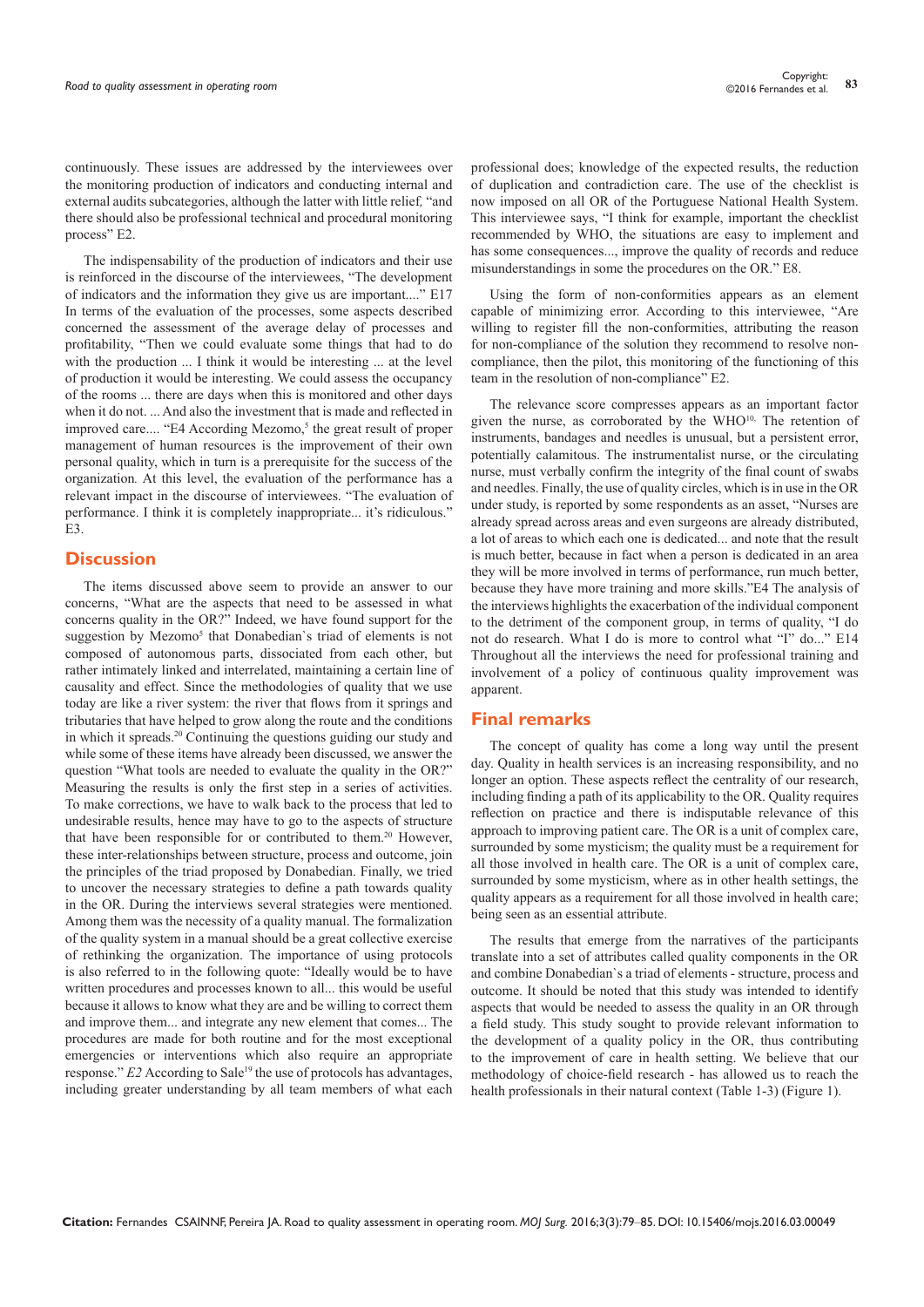continuously. These issues are addressed by the interviewees over the monitoring production of indicators and conducting internal and external audits subcategories, although the latter with little relief, "and there should also be professional technical and procedural monitoring process" E2.

The indispensability of the production of indicators and their use is reinforced in the discourse of the interviewees, "The development of indicators and the information they give us are important...." E17 In terms of the evaluation of the processes, some aspects described concerned the assessment of the average delay of processes and profitability, "Then we could evaluate some things that had to do with the production ... I think it would be interesting ... at the level of production it would be interesting. We could assess the occupancy of the rooms ... there are days when this is monitored and other days when it do not. ... And also the investment that is made and reflected in improved care.... "E4 According Mezomo,[5] the great result of proper management of human resources is the improvement of their own personal quality, which in turn is a prerequisite for the success of the organization. At this level, the evaluation of the performance has a relevant impact in the discourse of interviewees. "The evaluation of performance. I think it is completely inappropriate... it's ridiculous." E3.

## Discussion

The items discussed above seem to provide an answer to our concerns, "What are the aspects that need to be assessed in what concerns quality in the OR?" Indeed, we have found support for the suggestion by Mezomo[5] that Donabedian`s triad of elements is not composed of autonomous parts, dissociated from each other, but rather intimately linked and interrelated, maintaining a certain line of causality and effect. Since the methodologies of quality that we use today are like a river system: the river that flows from it springs and tributaries that have helped to grow along the route and the conditions in which it spreads.[20] Continuing the questions guiding our study and while some of these items have already been discussed, we answer the question "What tools are needed to evaluate the quality in the OR?" Measuring the results is only the first step in a series of activities. To make corrections, we have to walk back to the process that led to undesirable results, hence may have to go to the aspects of structure that have been responsible for or contributed to them.[20] However, these inter-relationships between structure, process and outcome, join the principles of the triad proposed by Donabedian. Finally, we tried to uncover the necessary strategies to define a path towards quality in the OR. During the interviews several strategies were mentioned. Among them was the necessity of a quality manual. The formalization of the quality system in a manual should be a great collective exercise of rethinking the organization. The importance of using protocols is also referred to in the following quote: "Ideally would be to have written procedures and processes known to all... this would be useful because it allows to know what they are and be willing to correct them and improve them... and integrate any new element that comes... The procedures are made for both routine and for the most exceptional emergencies or interventions which also require an appropriate response." *E2* According to Sale[19] the use of protocols has advantages, including greater understanding by all team members of what each professional does; knowledge of the expected results, the reduction of duplication and contradiction care. The use of the checklist is now imposed on all OR of the Portuguese National Health System. This interviewee says, "I think for example, important the checklist recommended by WHO, the situations are easy to implement and has some consequences..., improve the quality of records and reduce misunderstandings in some the procedures on the OR." E8.

Using the form of non-conformities appears as an element capable of minimizing error. According to this interviewee, "Are willing to register fill the non-conformities, attributing the reason for non-compliance of the solution they recommend to resolve non-compliance, then the pilot, this monitoring of the functioning of this team in the resolution of non-compliance" E2.

The relevance score compresses appears as an important factor given the nurse, as corroborated by the WHO[10]. The retention of instruments, bandages and needles is unusual, but a persistent error, potentially calamitous. The instrumentalist nurse, or the circulating nurse, must verbally confirm the integrity of the final count of swabs and needles. Finally, the use of quality circles, which is in use in the OR under study, is reported by some respondents as an asset, "Nurses are already spread across areas and even surgeons are already distributed, a lot of areas to which each one is dedicated... and note that the result is much better, because in fact when a person is dedicated in an area they will be more involved in terms of performance, run much better, because they have more training and more skills."E4 The analysis of the interviews highlights the exacerbation of the individual component to the detriment of the component group, in terms of quality, "I do not do research. What I do is more to control what "I" do..." E14 Throughout all the interviews the need for professional training and involvement of a policy of continuous quality improvement was apparent.

## Final remarks

The concept of quality has come a long way until the present day. Quality in health services is an increasing responsibility, and no longer an option. These aspects reflect the centrality of our research, including finding a path of its applicability to the OR. Quality requires reflection on practice and there is indisputable relevance of this approach to improving patient care. The OR is a unit of complex care, surrounded by some mysticism; the quality must be a requirement for all those involved in health care. The OR is a unit of complex care, surrounded by some mysticism, where as in other health settings, the quality appears as a requirement for all those involved in health care; being seen as an essential attribute.

The results that emerge from the narratives of the participants translate into a set of attributes called quality components in the OR and combine Donabedian`s a triad of elements - structure, process and outcome. It should be noted that this study was intended to identify aspects that would be needed to assess the quality in an OR through a field study. This study sought to provide relevant information to the development of a quality policy in the OR, thus contributing to the improvement of care in health setting. We believe that our methodology of choice-field research - has allowed us to reach the health professionals in their natural context (Table 1-3) (Figure 1).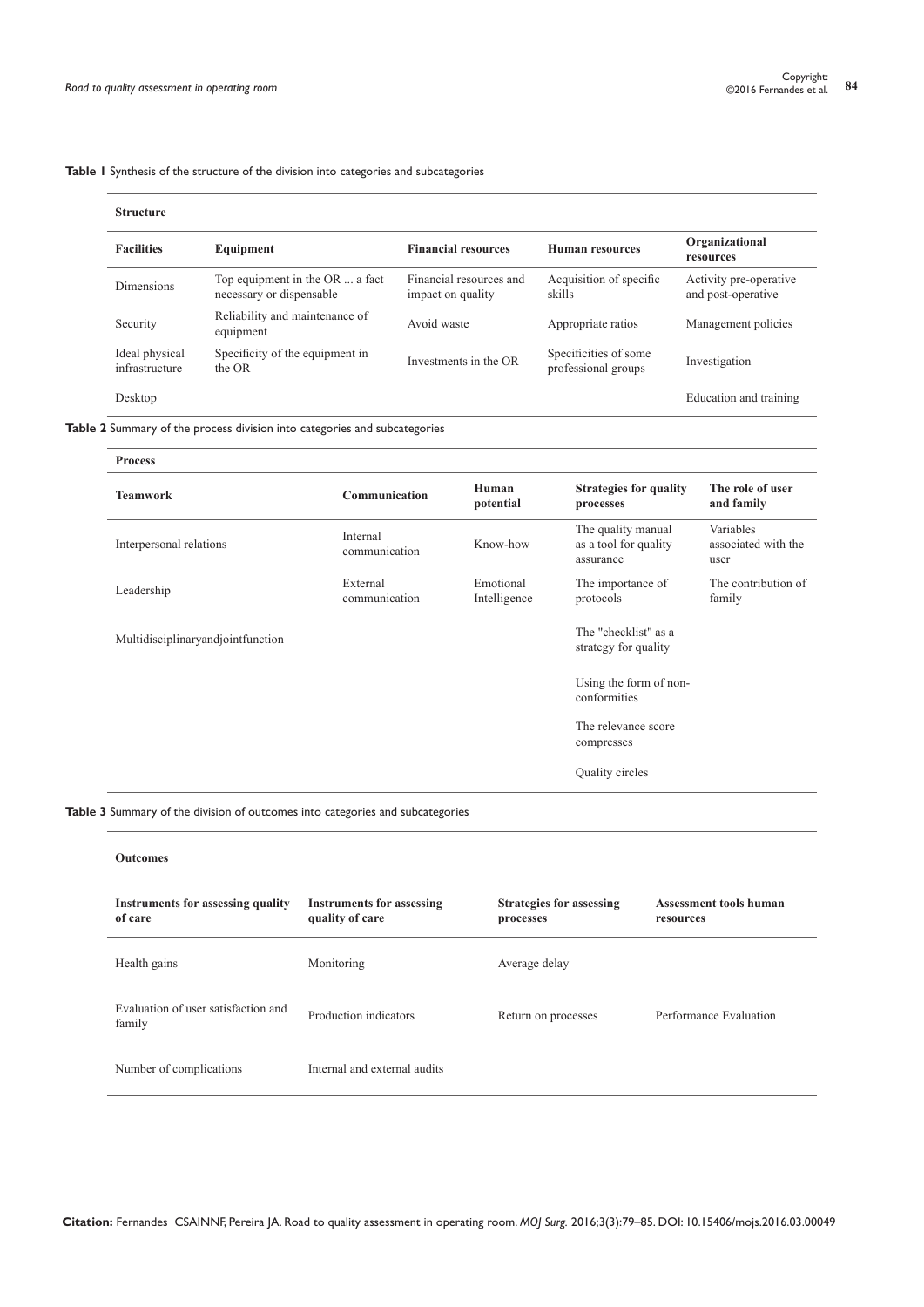**Table 1** Synthesis of the structure of the division into categories and subcategories

| Structure | | | | |
|---|---|---|---|---|
| **Facilities** | **Equipment** | **Financial resources** | **Human resources** | **Organizational resources** |
| Dimensions | Top equipment in the OR ... a fact necessary or dispensable | Financial resources and impact on quality | Acquisition of specific skills | Activity pre-operative and post-operative |
| Security | Reliability and maintenance of equipment | Avoid waste | Appropriate ratios | Management policies |
| Ideal physical infrastructure | Specificity of the equipment in the OR | Investments in the OR | Specificities of some professional groups | Investigation |
| Desktop | | | | Education and training |

**Table 2** Summary of the process division into categories and subcategories

| Process | | | | |
|---|---|---|---|---|
| **Teamwork** | **Communication** | **Human potential** | **Strategies for quality processes** | **The role of user and family** |
| Interpersonal relations | Internal communication | Know-how | The quality manual as a tool for quality assurance | Variables associated with the user |
| Leadership | External communication | Emotional Intelligence | The importance of protocols | The contribution of family |
| Multidisciplinaryandjointfunction | | | The "checklist" as a strategy for quality | |
| | | | Using the form of non-conformities | |
| | | | The relevance score compresses | |
| | | | Quality circles | |

**Table 3** Summary of the division of outcomes into categories and subcategories

| Outcomes | | | |
|---|---|---|---|
| **Instruments for assessing quality of care** | **Instruments for assessing quality of care** | **Strategies for assessing processes** | **Assessment tools human resources** |
| Health gains | Monitoring | Average delay | |
| Evaluation of user satisfaction and family | Production indicators | Return on processes | Performance Evaluation |
| Number of complications | Internal and external audits | | |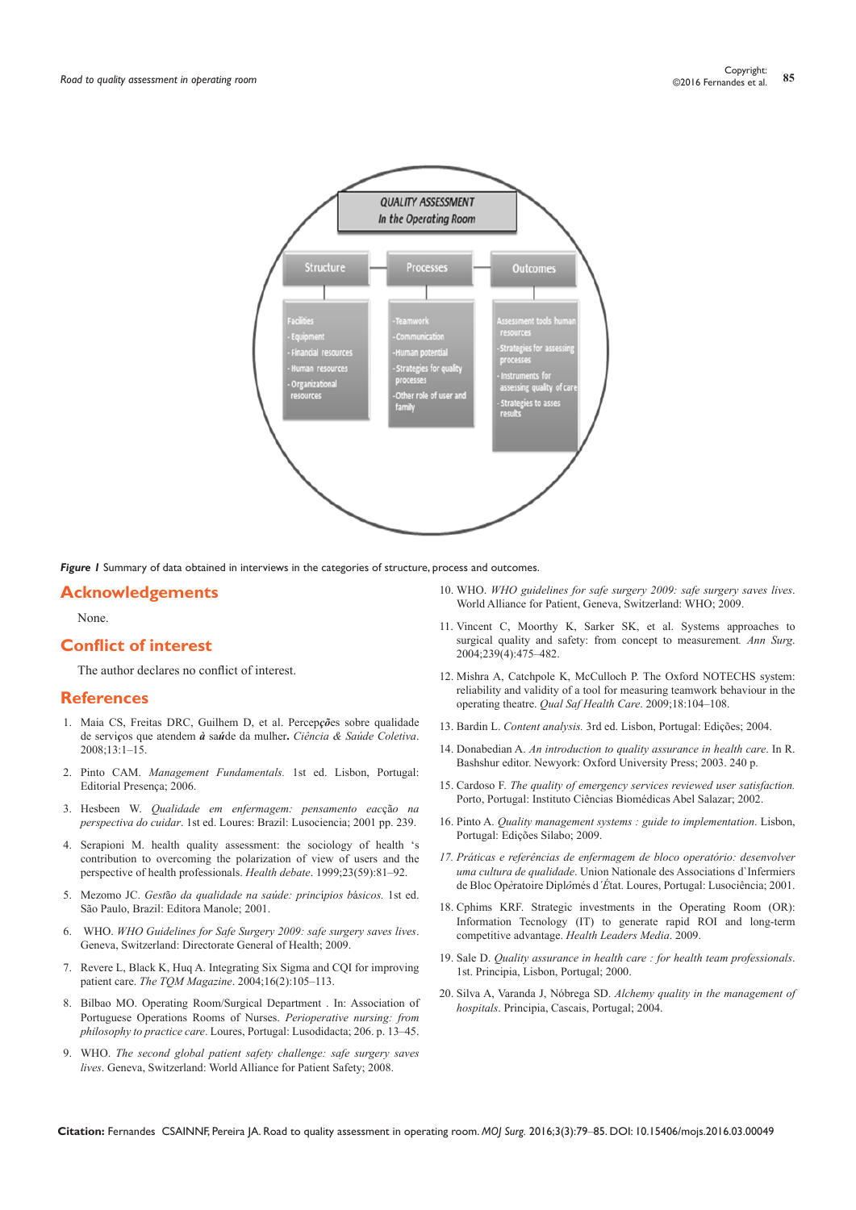QUALITY ASSESSMENT
In the Operating Room

Structure
Facilities
- Equipment
- Financial resources
- Human resources
- Organizational resources

Processes
-Teamwork
-Communication
-Human potential
-Strategies for quality processes
-Other role of user and family

Outcomes
Assessment tools human resources
-Strategies for assessing processes
-Instruments for assessing quality of care
-Strategies to asses results

***Figure 1*** Summary of data obtained in interviews in the categories of structure, process and outcomes.

## Acknowledgements

None.

## Conflict of interest

The author declares no conflict of interest.

## References

1. Maia CS, Freitas DRC, Guilhem D, et al. Percep*ções* sobre qualidade de serviços que atendem *à* sa*ú*de da mulher**.** *Ciência & Saúde Coletiva*. 2008;13:1–15.
2. Pinto CAM. *Management Fundamentals.* 1st ed. Lisbon, Portugal: Editorial Presença; 2006.
3. Hesbeen W. *Qualidade em enfermagem: pensamento eacção na perspectiva do cuidar*. 1st ed. Loures: Brazil: Lusociencia; 2001 pp. 239.
4. Serapioni M. health quality assessment: the sociology of health 's contribution to overcoming the polarization of view of users and the perspective of health professionals. *Health debate*. 1999;23(59):81–92.
5. Mezomo JC. *Gestão da qualidade na saúde: princípios básicos.* 1st ed. São Paulo, Brazil: Editora Manole; 2001.
6. WHO. *WHO Guidelines for Safe Surgery 2009: safe surgery saves lives*. Geneva, Switzerland: Directorate General of Health; 2009.
7. Revere L, Black K, Huq A. Integrating Six Sigma and CQI for improving patient care. *The TQM Magazine*. 2004;16(2):105–113.
8. Bilbao MO. Operating Room/Surgical Department . In: Association of Portuguese Operations Rooms of Nurses. *Perioperative nursing: from philosophy to practice care*. Loures, Portugal: Lusodidacta; 206. p. 13–45.
9. WHO. *The second global patient safety challenge: safe surgery saves lives*. Geneva, Switzerland: World Alliance for Patient Safety; 2008.
10. WHO. *WHO guidelines for safe surgery 2009: safe surgery saves lives*. World Alliance for Patient, Geneva, Switzerland: WHO; 2009.
11. Vincent C, Moorthy K, Sarker SK, et al. Systems approaches to surgical quality and safety: from concept to measurement*. Ann Surg*. 2004;239(4):475–482.
12. Mishra A, Catchpole K, McCulloch P. The Oxford NOTECHS system: reliability and validity of a tool for measuring teamwork behaviour in the operating theatre. *Qual Saf Health Care*. 2009;18:104–108.
13. Bardin L. *Content analysis.* 3rd ed. Lisbon, Portugal: Edições; 2004.
14. Donabedian A. *An introduction to quality assurance in health care*. In R. Bashshur editor. Newyork: Oxford University Press; 2003. 240 p.
15. Cardoso F. *The quality of emergency services reviewed user satisfaction.* Porto, Portugal: Instituto Ciências Biomédicas Abel Salazar; 2002.
16. Pinto A. *Quality management systems : guide to implementation*. Lisbon, Portugal: Edições Silabo; 2009.
17. *Práticas e referências de enfermagem de bloco operatório: desenvolver uma cultura de qualidade*. Union Nationale des Associations d'Infermiers de Bloc Opèratoire Diplômés d'État. Loures, Portugal: Lusociência; 2001.
18. Cphims KRF. Strategic investments in the Operating Room (OR): Information Tecnology (IT) to generate rapid ROI and long-term competitive advantage. *Health Leaders Media*. 2009.
19. Sale D. *Quality assurance in health care : for health team professionals*. 1st. Principia, Lisbon, Portugal; 2000.
20. Silva A, Varanda J, Nóbrega SD. *Alchemy quality in the management of hospitals*. Principia, Cascais, Portugal; 2004.

**Citation:** Fernandes CSAINNF, Pereira JA. Road to quality assessment in operating room. *MOJ Surg.* 2016;3(3):79‒85. DOI: 10.15406/mojs.2016.03.00049